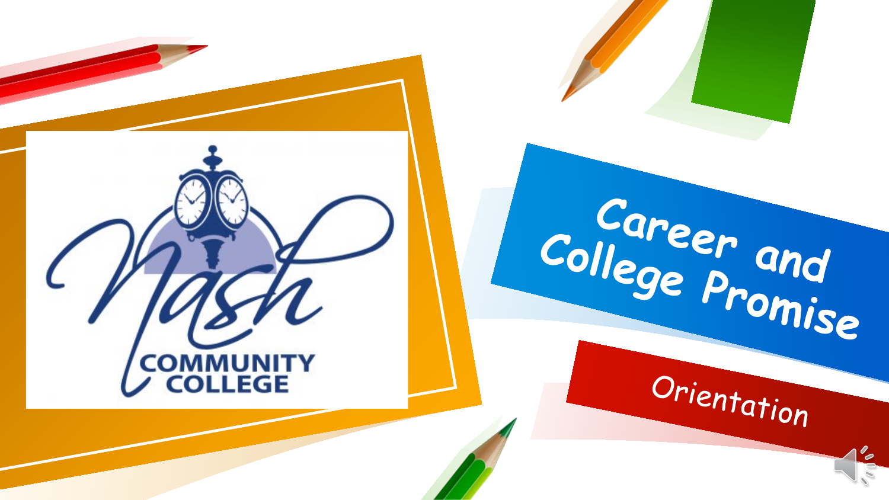Nash Community College

# Career and College Promise

## Orientation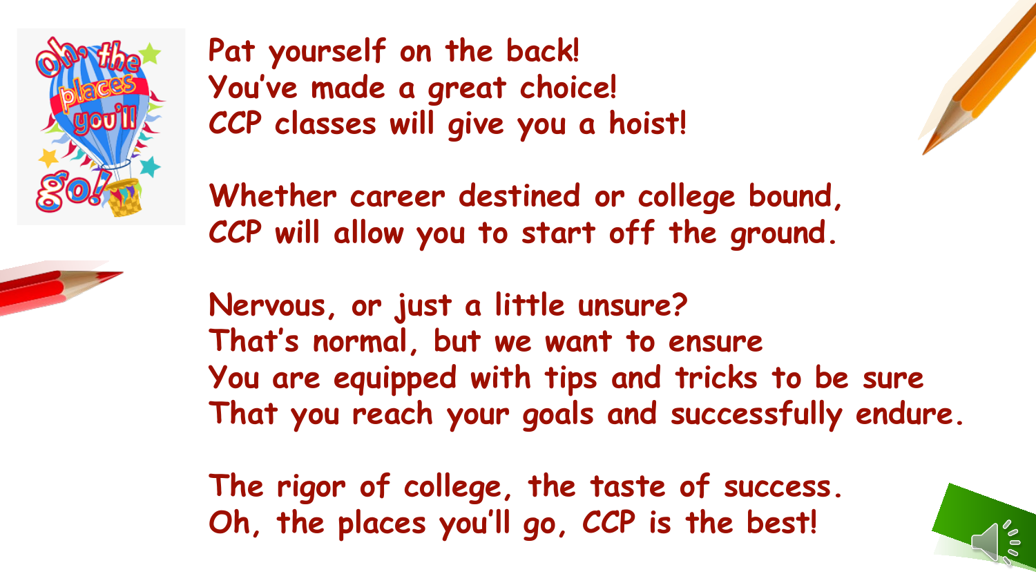Pat yourself on the back!
You've made a great choice!
CCP classes will give you a hoist!

Whether career destined or college bound,
CCP will allow you to start off the ground.

Nervous, or just a little unsure?
That's normal, but we want to ensure
You are equipped with tips and tricks to be sure
That you reach your goals and successfully endure.

The rigor of college, the taste of success.
Oh, the places you'll go, CCP is the best!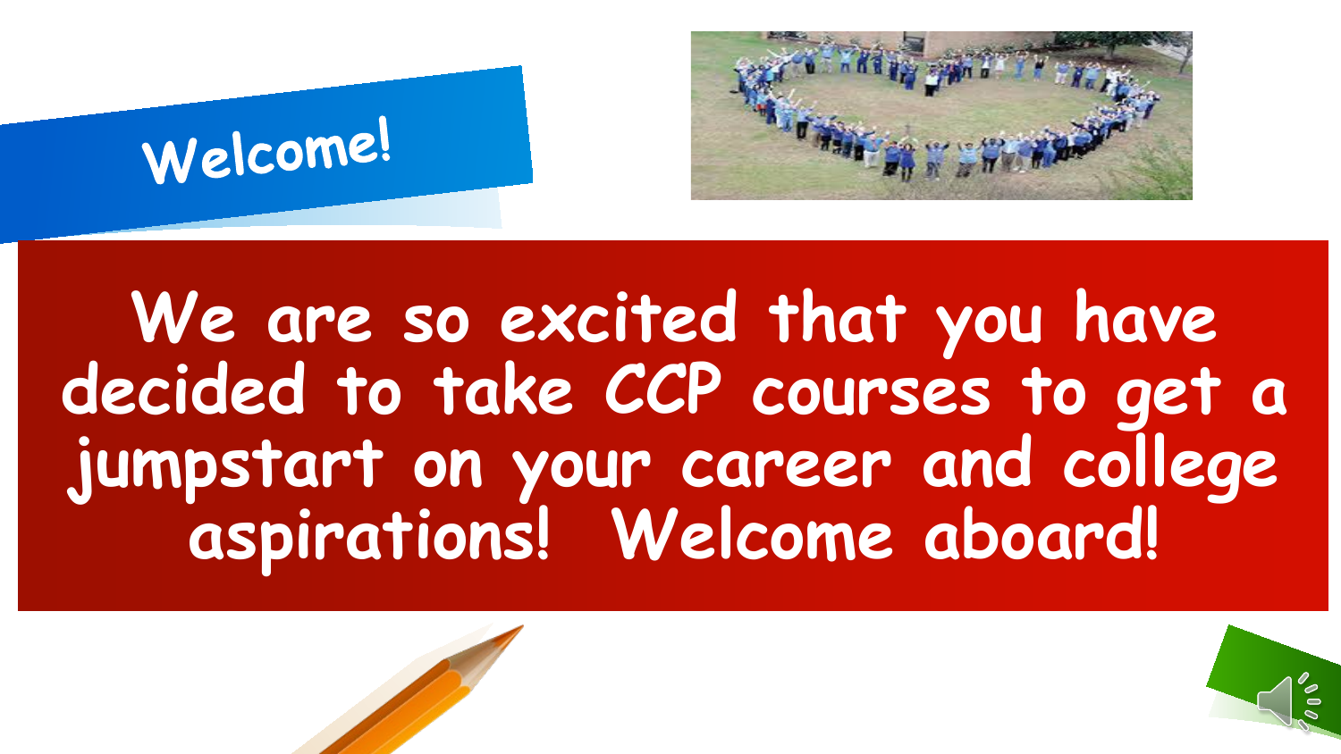# Welcome!

**We are so excited that you have decided to take CCP courses to get a jumpstart on your career and college aspirations! Welcome aboard!**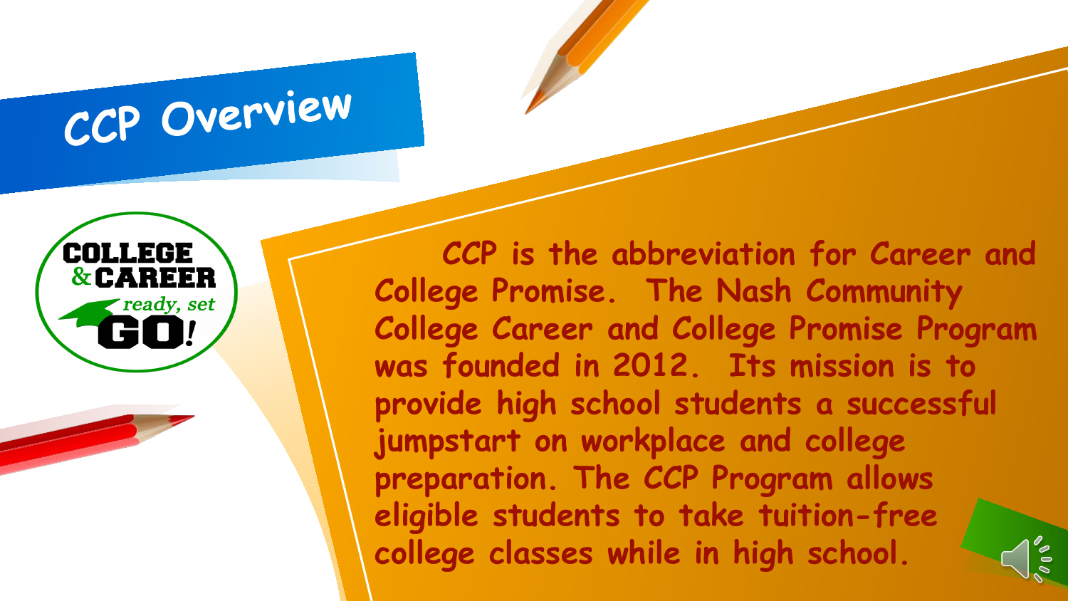# CCP Overview

COLLEGE & CAREER ready, set GO!

CCP is the abbreviation for Career and College Promise. The Nash Community College Career and College Promise Program was founded in 2012. Its mission is to provide high school students a successful jumpstart on workplace and college preparation. The CCP Program allows eligible students to take tuition-free college classes while in high school.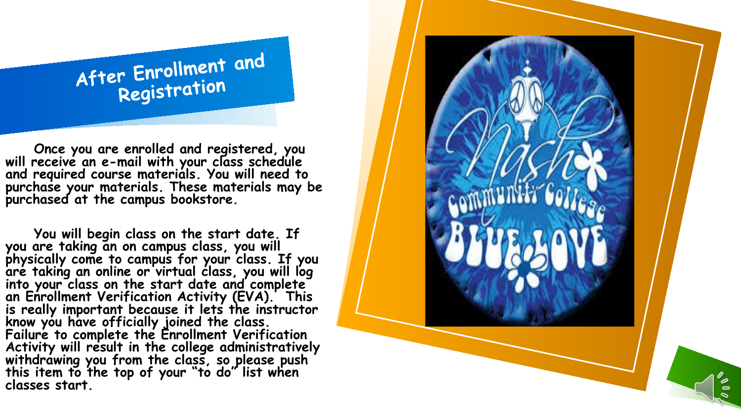# After Enrollment and Registration

Once you are enrolled and registered, you will receive an e-mail with your class schedule and required course materials. You will need to purchase your materials. These materials may be purchased at the campus bookstore.

You will begin class on the start date. If you are taking an on campus class, you will physically come to campus for your class. If you are taking an online or virtual class, you will log into your class on the start date and complete an Enrollment Verification Activity (EVA). This is really important because it lets the instructor know you have officially joined the class. Failure to complete the Enrollment Verification Activity will result in the college administratively withdrawing you from the class, so please push this item to the top of your "to do" list when classes start.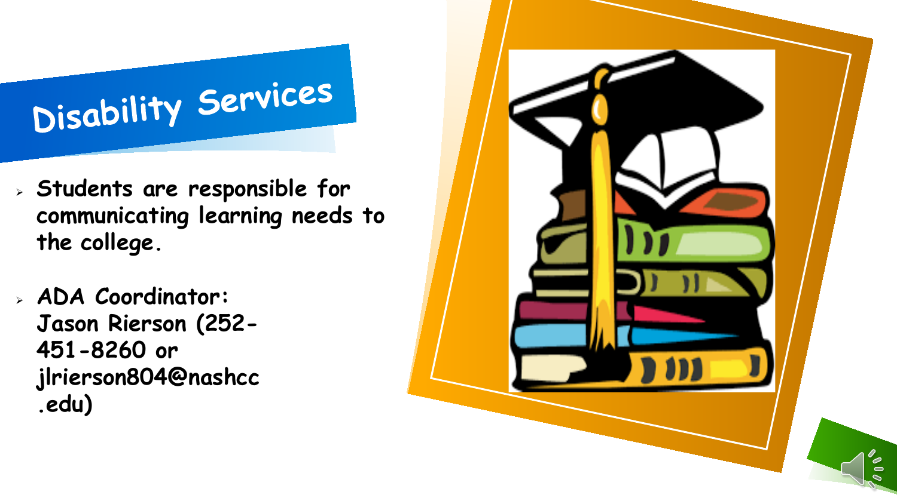# Disability Services

- **Students are responsible for communicating learning needs to the college.**
- **ADA Coordinator: Jason Rierson (252-451-8260 or jlrierson804@nashcc.edu)**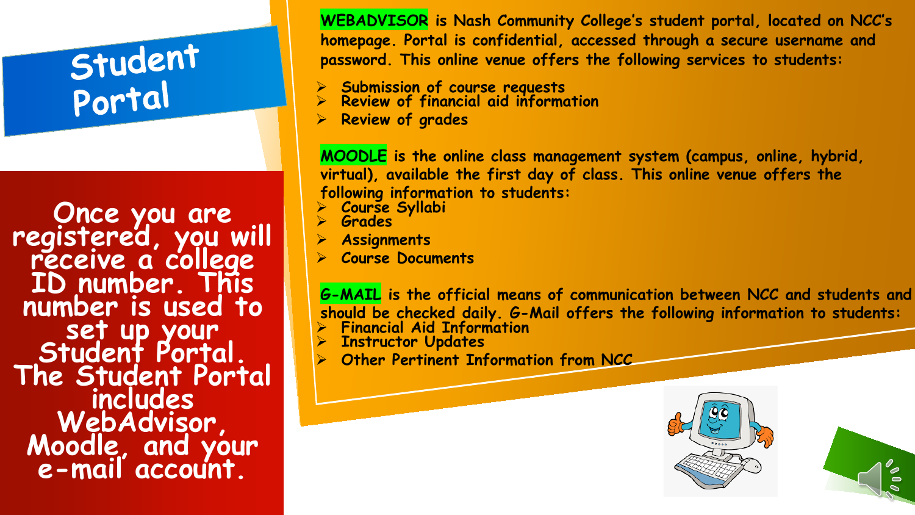# Student Portal

Once you are registered, you will receive a college ID number. This number is used to set up your Student Portal. The Student Portal includes WebAdvisor, Moodle, and your e-mail account.

**WEBADVISOR** is Nash Community College's student portal, located on NCC's homepage. Portal is confidential, accessed through a secure username and password. This online venue offers the following services to students:

- Submission of course requests
- Review of financial aid information
- Review of grades

**MOODLE** is the online class management system (campus, online, hybrid, virtual), available the first day of class. This online venue offers the following information to students:

- Course Syllabi
- Grades
- Assignments
- Course Documents

**G-MAIL** is the official means of communication between NCC and students and should be checked daily. G-Mail offers the following information to students:

- Financial Aid Information
- Instructor Updates
- Other Pertinent Information from NCC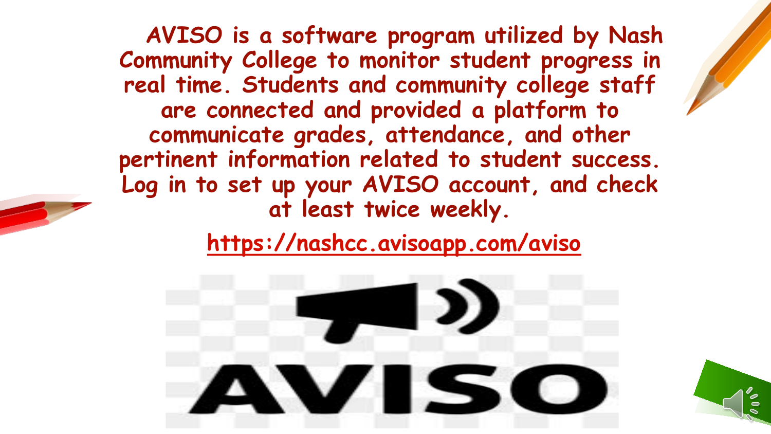AVISO is a software program utilized by Nash Community College to monitor student progress in real time. Students and community college staff are connected and provided a platform to communicate grades, attendance, and other pertinent information related to student success. Log in to set up your AVISO account, and check at least twice weekly.

https://nashcc.avisoapp.com/aviso

AVISO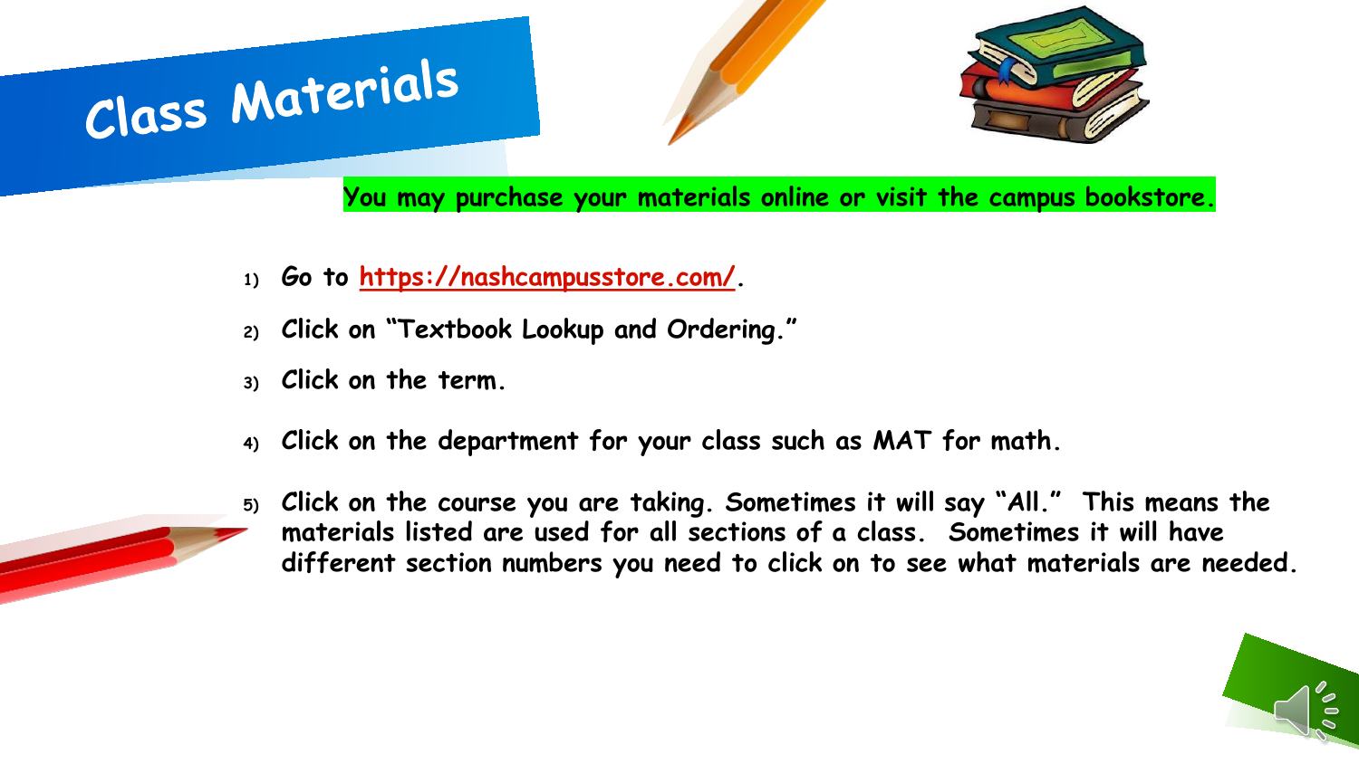# Class Materials

**You may purchase your materials online or visit the campus bookstore.**

1) **Go to [https://nashcampusstore.com/](https://nashcampusstore.com/).**
2) **Click on "Textbook Lookup and Ordering."**
3) **Click on the term.**
4) **Click on the department for your class such as MAT for math.**
5) **Click on the course you are taking. Sometimes it will say "All." This means the materials listed are used for all sections of a class. Sometimes it will have different section numbers you need to click on to see what materials are needed.**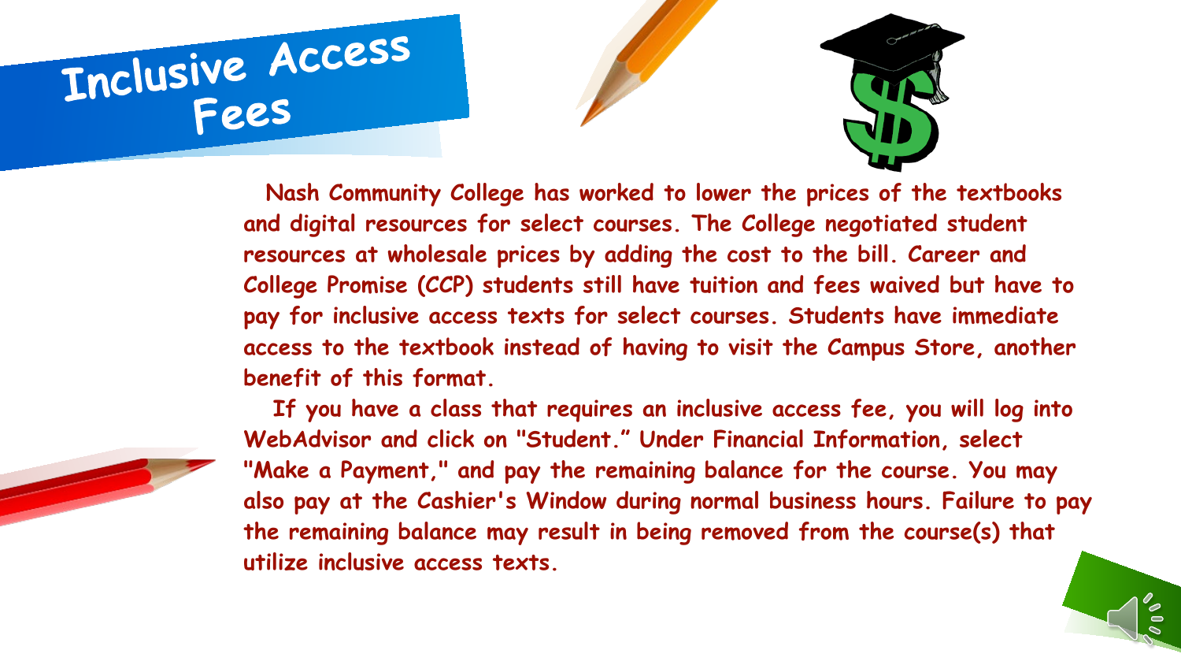# Inclusive Access Fees

Nash Community College has worked to lower the prices of the textbooks and digital resources for select courses. The College negotiated student resources at wholesale prices by adding the cost to the bill. Career and College Promise (CCP) students still have tuition and fees waived but have to pay for inclusive access texts for select courses. Students have immediate access to the textbook instead of having to visit the Campus Store, another benefit of this format.

If you have a class that requires an inclusive access fee, you will log into WebAdvisor and click on "Student." Under Financial Information, select "Make a Payment," and pay the remaining balance for the course. You may also pay at the Cashier's Window during normal business hours. Failure to pay the remaining balance may result in being removed from the course(s) that utilize inclusive access texts.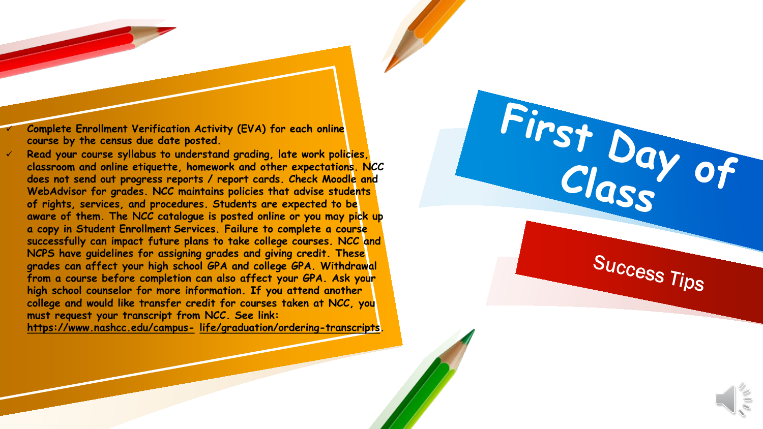# First Day of Class

## Success Tips

- ✓ **Complete Enrollment Verification Activity (EVA) for each online course by the census due date posted.**
- ✓ **Read your course syllabus to understand grading, late work policies, classroom and online etiquette, homework and other expectations. NCC does not send out progress reports / report cards. Check Moodle and WebAdvisor for grades. NCC maintains policies that advise students of rights, services, and procedures. Students are expected to be aware of them. The NCC catalogue is posted online or you may pick up a copy in Student Enrollment Services. Failure to complete a course successfully can impact future plans to take college courses. NCC and NCPS have guidelines for assigning grades and giving credit. These grades can affect your high school GPA and college GPA. Withdrawal from a course before completion can also affect your GPA. Ask your high school counselor for more information. If you attend another college and would like transfer credit for courses taken at NCC, you must request your transcript from NCC. See link: https://www.nashcc.edu/campus-life/graduation/ordering-transcripts.**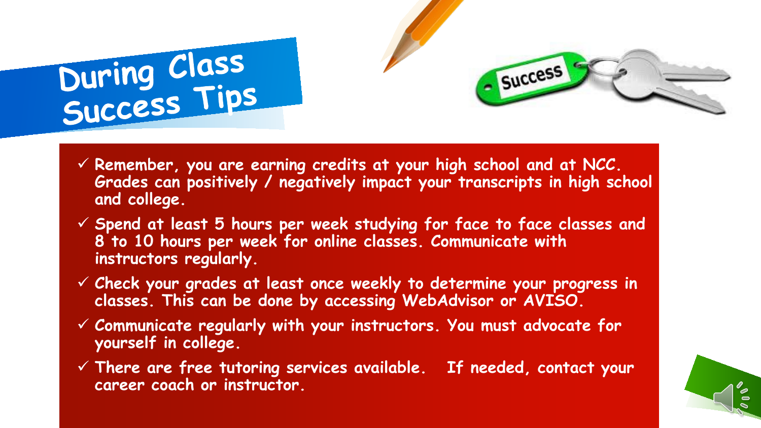# During Class Success Tips

- Remember, you are earning credits at your high school and at NCC. Grades can positively / negatively impact your transcripts in high school and college.
- Spend at least 5 hours per week studying for face to face classes and 8 to 10 hours per week for online classes. Communicate with instructors regularly.
- Check your grades at least once weekly to determine your progress in classes. This can be done by accessing WebAdvisor or AVISO.
- Communicate regularly with your instructors. You must advocate for yourself in college.
- There are free tutoring services available. If needed, contact your career coach or instructor.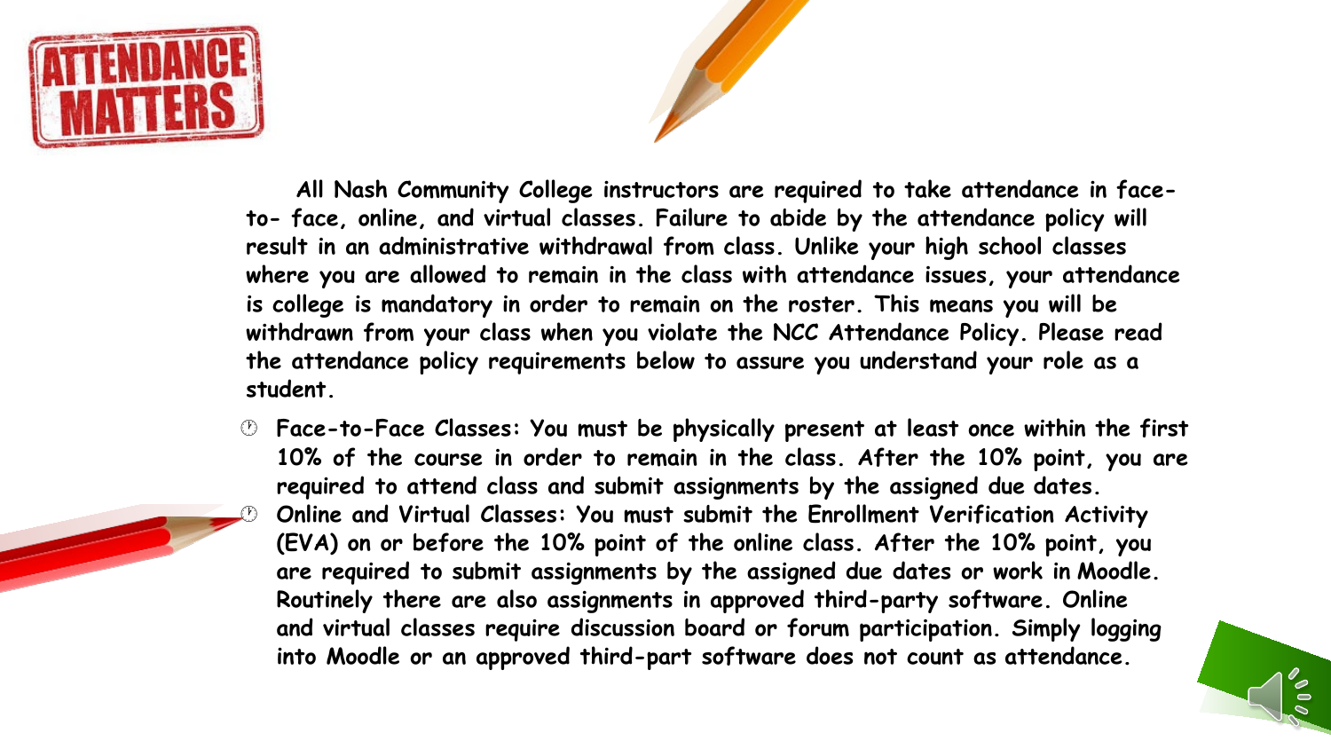# ATTENDANCE MATTERS

**All Nash Community College instructors are required to take attendance in face-to- face, online, and virtual classes. Failure to abide by the attendance policy will result in an administrative withdrawal from class. Unlike your high school classes where you are allowed to remain in the class with attendance issues, your attendance is college is mandatory in order to remain on the roster. This means you will be withdrawn from your class when you violate the NCC Attendance Policy. Please read the attendance policy requirements below to assure you understand your role as a student.**

- **Face-to-Face Classes: You must be physically present at least once within the first 10% of the course in order to remain in the class. After the 10% point, you are required to attend class and submit assignments by the assigned due dates.**
- **Online and Virtual Classes: You must submit the Enrollment Verification Activity (EVA) on or before the 10% point of the online class. After the 10% point, you are required to submit assignments by the assigned due dates or work in Moodle. Routinely there are also assignments in approved third-party software. Online and virtual classes require discussion board or forum participation. Simply logging into Moodle or an approved third-part software does not count as attendance.**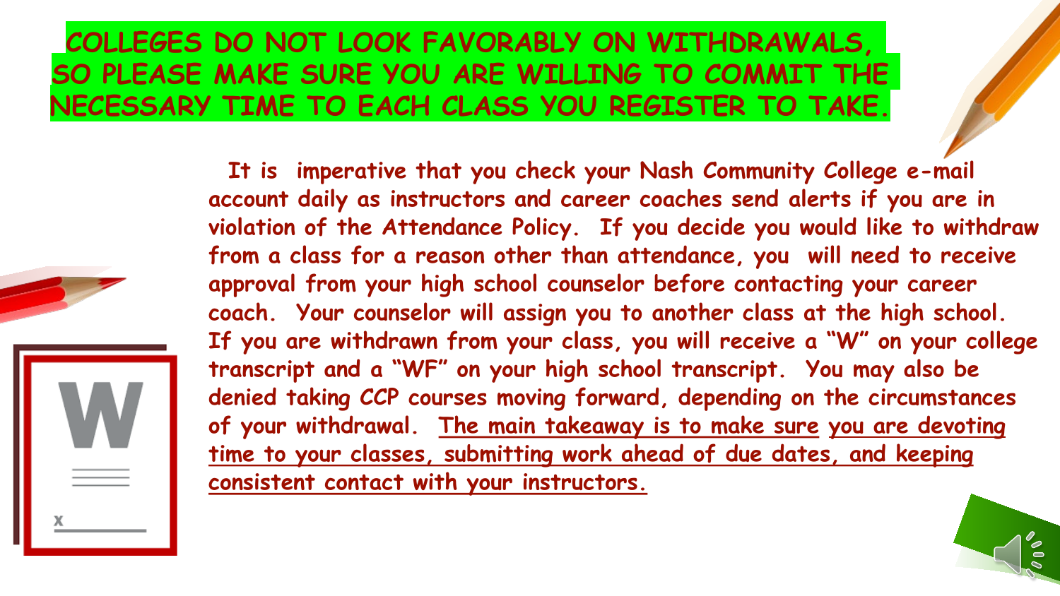# COLLEGES DO NOT LOOK FAVORABLY ON WITHDRAWALS, SO PLEASE MAKE SURE YOU ARE WILLING TO COMMIT THE NECESSARY TIME TO EACH CLASS YOU REGISTER TO TAKE.

It is imperative that you check your Nash Community College e-mail account daily as instructors and career coaches send alerts if you are in violation of the Attendance Policy. If you decide you would like to withdraw from a class for a reason other than attendance, you will need to receive approval from your high school counselor before contacting your career coach. Your counselor will assign you to another class at the high school. If you are withdrawn from your class, you will receive a "W" on your college transcript and a "WF" on your high school transcript. You may also be denied taking CCP courses moving forward, depending on the circumstances of your withdrawal. The main takeaway is to make sure you are devoting time to your classes, submitting work ahead of due dates, and keeping consistent contact with your instructors.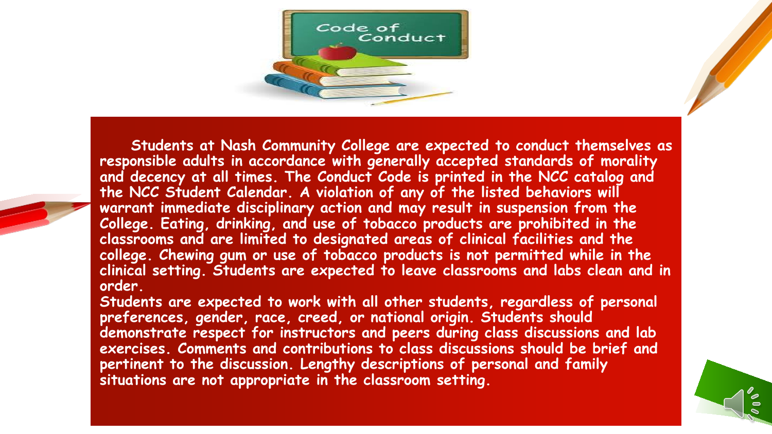# Code of Conduct

Students at Nash Community College are expected to conduct themselves as responsible adults in accordance with generally accepted standards of morality and decency at all times. The Conduct Code is printed in the NCC catalog and the NCC Student Calendar. A violation of any of the listed behaviors will warrant immediate disciplinary action and may result in suspension from the College. Eating, drinking, and use of tobacco products are prohibited in the classrooms and are limited to designated areas of clinical facilities and the college. Chewing gum or use of tobacco products is not permitted while in the clinical setting. Students are expected to leave classrooms and labs clean and in order.

Students are expected to work with all other students, regardless of personal preferences, gender, race, creed, or national origin. Students should demonstrate respect for instructors and peers during class discussions and lab exercises. Comments and contributions to class discussions should be brief and pertinent to the discussion. Lengthy descriptions of personal and family situations are not appropriate in the classroom setting.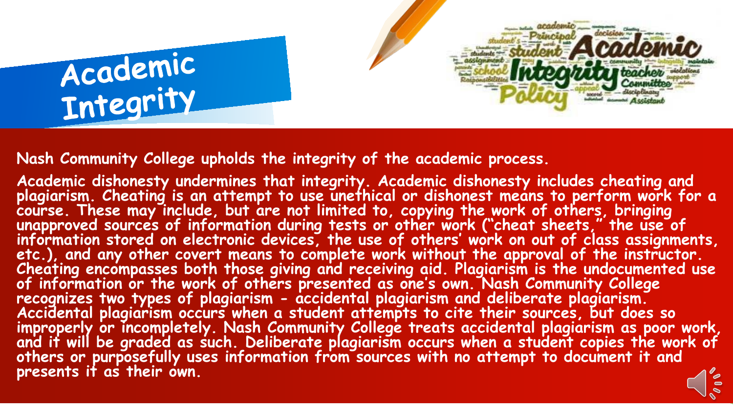# Academic Integrity

Nash Community College upholds the integrity of the academic process.

Academic dishonesty undermines that integrity. Academic dishonesty includes cheating and plagiarism. Cheating is an attempt to use unethical or dishonest means to perform work for a course. These may include, but are not limited to, copying the work of others, bringing unapproved sources of information during tests or other work ("cheat sheets," the use of information stored on electronic devices, the use of others' work on out of class assignments, etc.), and any other covert means to complete work without the approval of the instructor. Cheating encompasses both those giving and receiving aid. Plagiarism is the undocumented use of information or the work of others presented as one's own. Nash Community College recognizes two types of plagiarism - accidental plagiarism and deliberate plagiarism. Accidental plagiarism occurs when a student attempts to cite their sources, but does so improperly or incompletely. Nash Community College treats accidental plagiarism as poor work, and it will be graded as such. Deliberate plagiarism occurs when a student copies the work of others or purposefully uses information from sources with no attempt to document it and presents it as their own.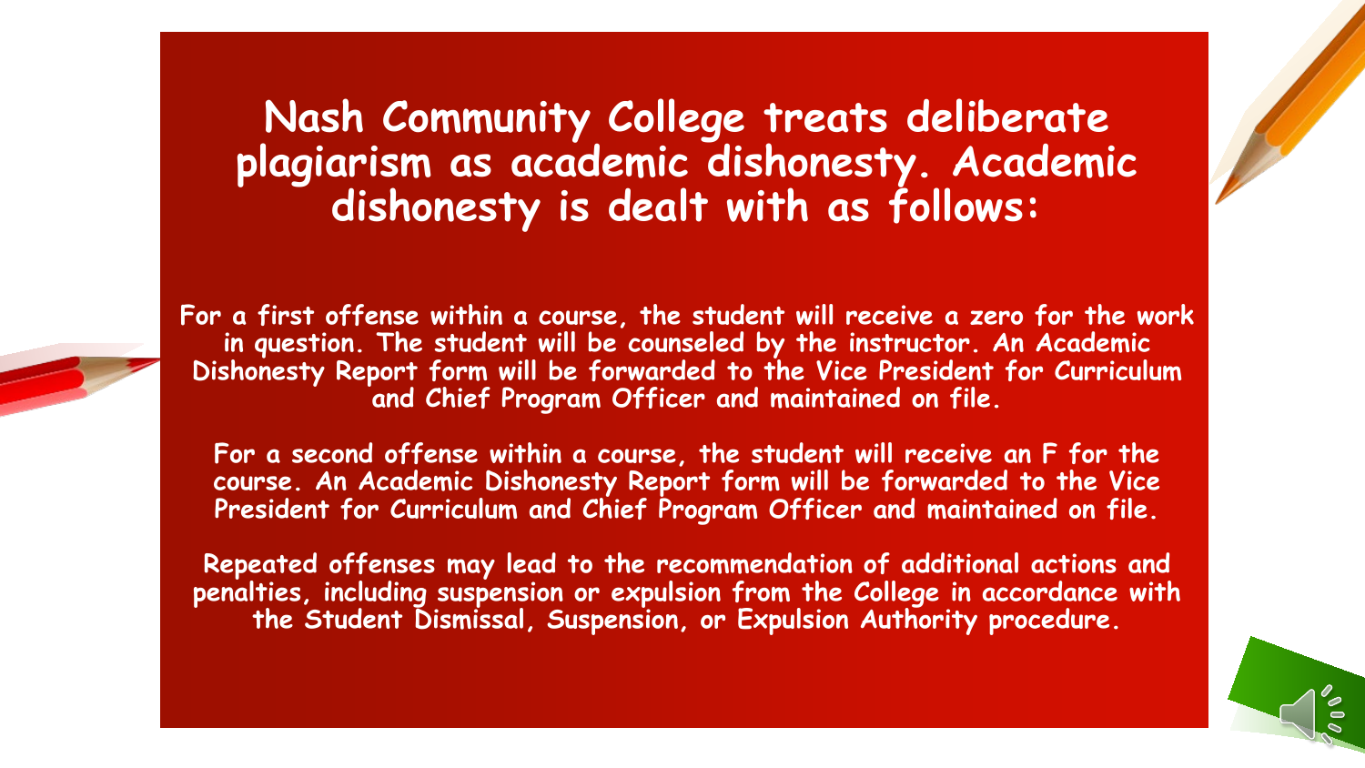# Nash Community College treats deliberate plagiarism as academic dishonesty. Academic dishonesty is dealt with as follows:

**For a first offense within a course, the student will receive a zero for the work in question. The student will be counseled by the instructor. An Academic Dishonesty Report form will be forwarded to the Vice President for Curriculum and Chief Program Officer and maintained on file.**

**For a second offense within a course, the student will receive an F for the course. An Academic Dishonesty Report form will be forwarded to the Vice President for Curriculum and Chief Program Officer and maintained on file.**

**Repeated offenses may lead to the recommendation of additional actions and penalties, including suspension or expulsion from the College in accordance with the Student Dismissal, Suspension, or Expulsion Authority procedure.**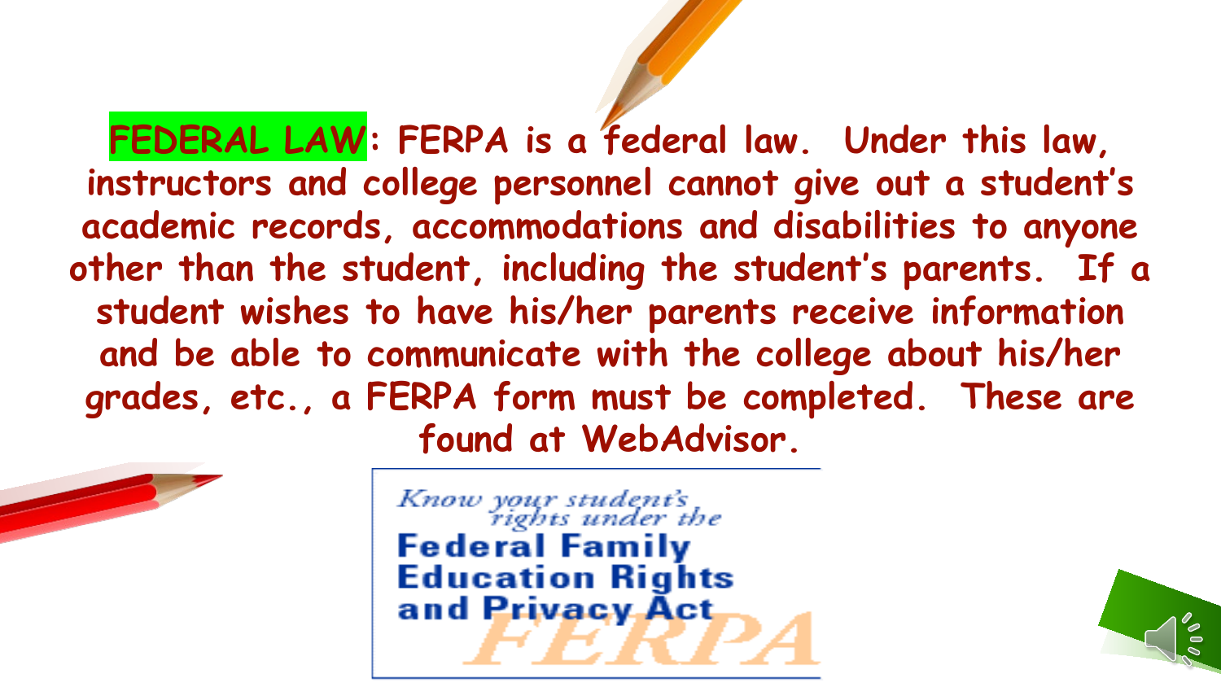**FEDERAL LAW**: FERPA is a federal law. Under this law, instructors and college personnel cannot give out a student's academic records, accommodations and disabilities to anyone other than the student, including the student's parents. If a student wishes to have his/her parents receive information and be able to communicate with the college about his/her grades, etc., a FERPA form must be completed. These are found at WebAdvisor.

*Know your student's rights under the*

**Federal Family Education Rights and Privacy Act**

FERPA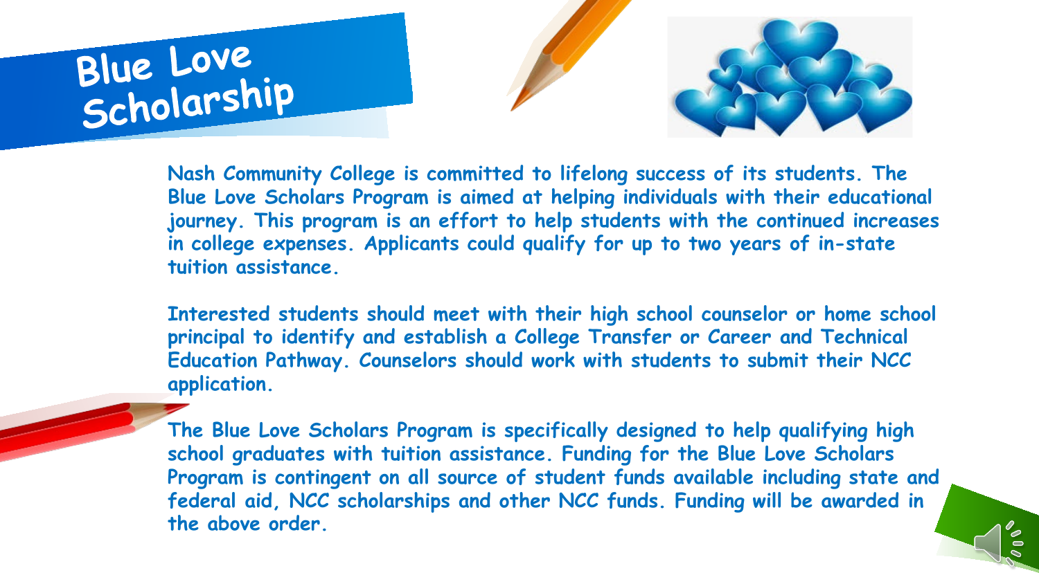# Blue Love Scholarship

Nash Community College is committed to lifelong success of its students. The Blue Love Scholars Program is aimed at helping individuals with their educational journey. This program is an effort to help students with the continued increases in college expenses. Applicants could qualify for up to two years of in-state tuition assistance.

Interested students should meet with their high school counselor or home school principal to identify and establish a College Transfer or Career and Technical Education Pathway. Counselors should work with students to submit their NCC application.

The Blue Love Scholars Program is specifically designed to help qualifying high school graduates with tuition assistance. Funding for the Blue Love Scholars Program is contingent on all source of student funds available including state and federal aid, NCC scholarships and other NCC funds. Funding will be awarded in the above order.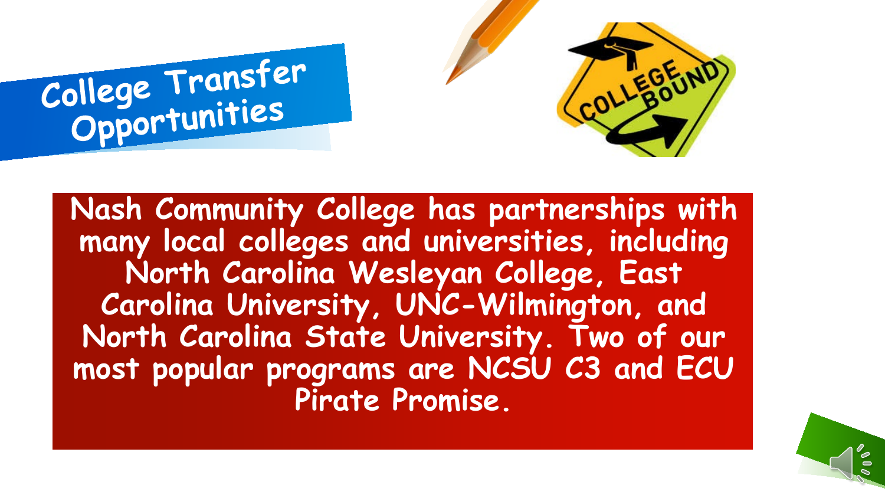# College Transfer Opportunities

Nash Community College has partnerships with many local colleges and universities, including North Carolina Wesleyan College, East Carolina University, UNC-Wilmington, and North Carolina State University. Two of our most popular programs are NCSU C3 and ECU Pirate Promise.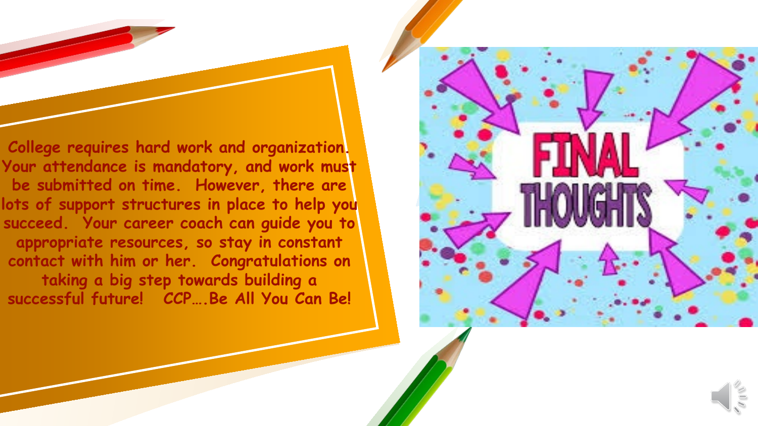# FINAL THOUGHTS

College requires hard work and organization. Your attendance is mandatory, and work must be submitted on time. However, there are lots of support structures in place to help you succeed. Your career coach can guide you to appropriate resources, so stay in constant contact with him or her. Congratulations on taking a big step towards building a successful future! CCP….Be All You Can Be!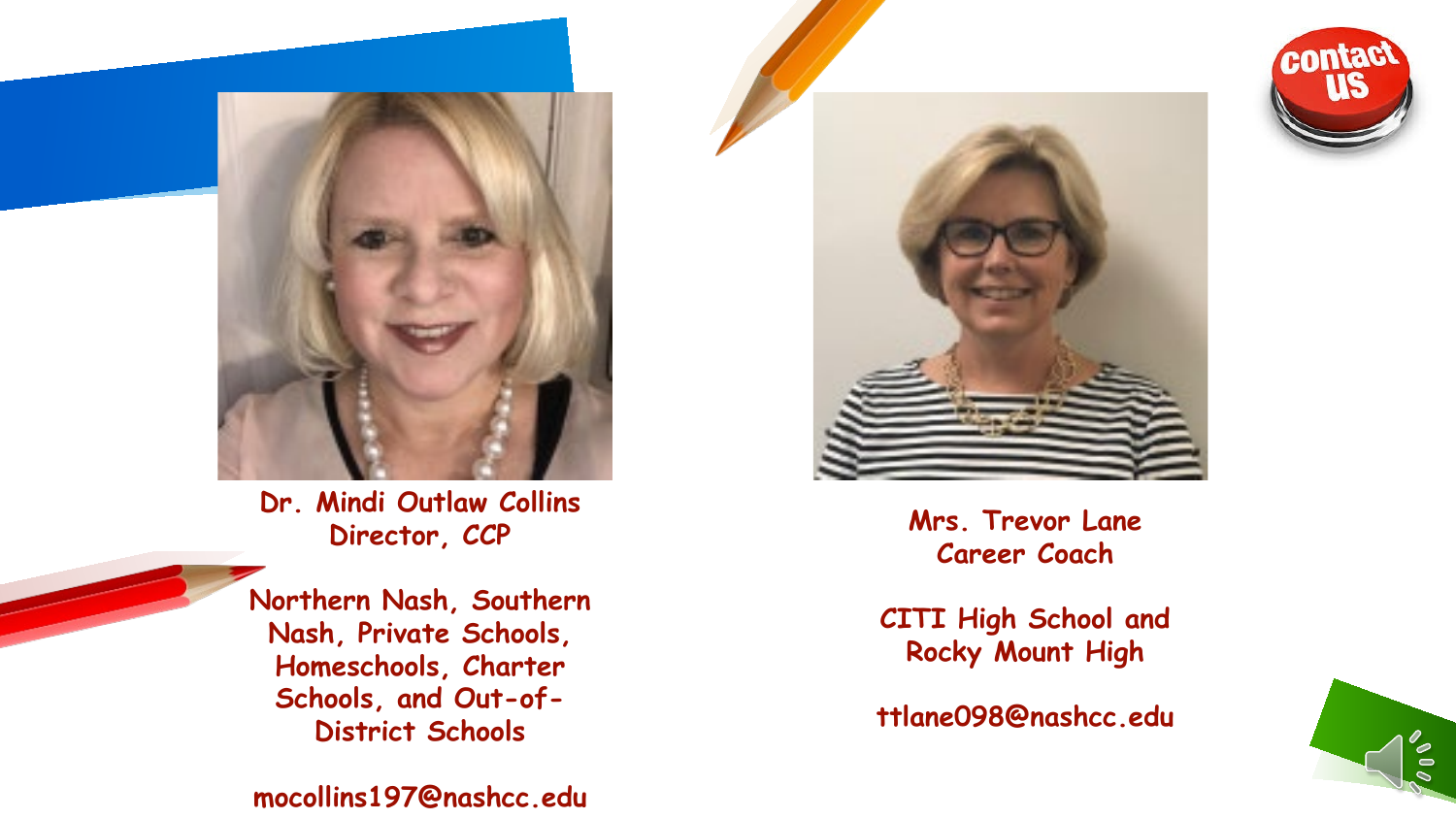Dr. Mindi Outlaw Collins
Director, CCP

Northern Nash, Southern Nash, Private Schools, Homeschools, Charter Schools, and Out-of-District Schools

mocollins197@nashcc.edu

Mrs. Trevor Lane
Career Coach

CITI High School and Rocky Mount High

ttlane098@nashcc.edu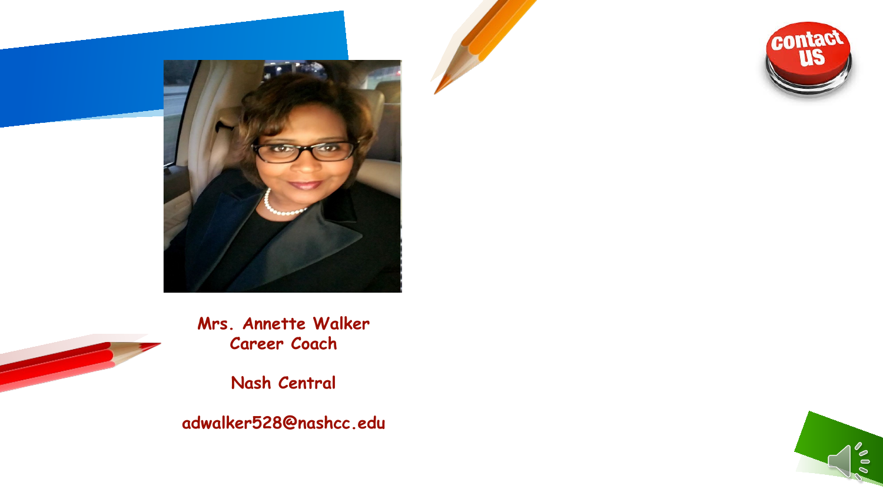contact us

Mrs. Annette Walker
Career Coach

Nash Central

adwalker528@nashcc.edu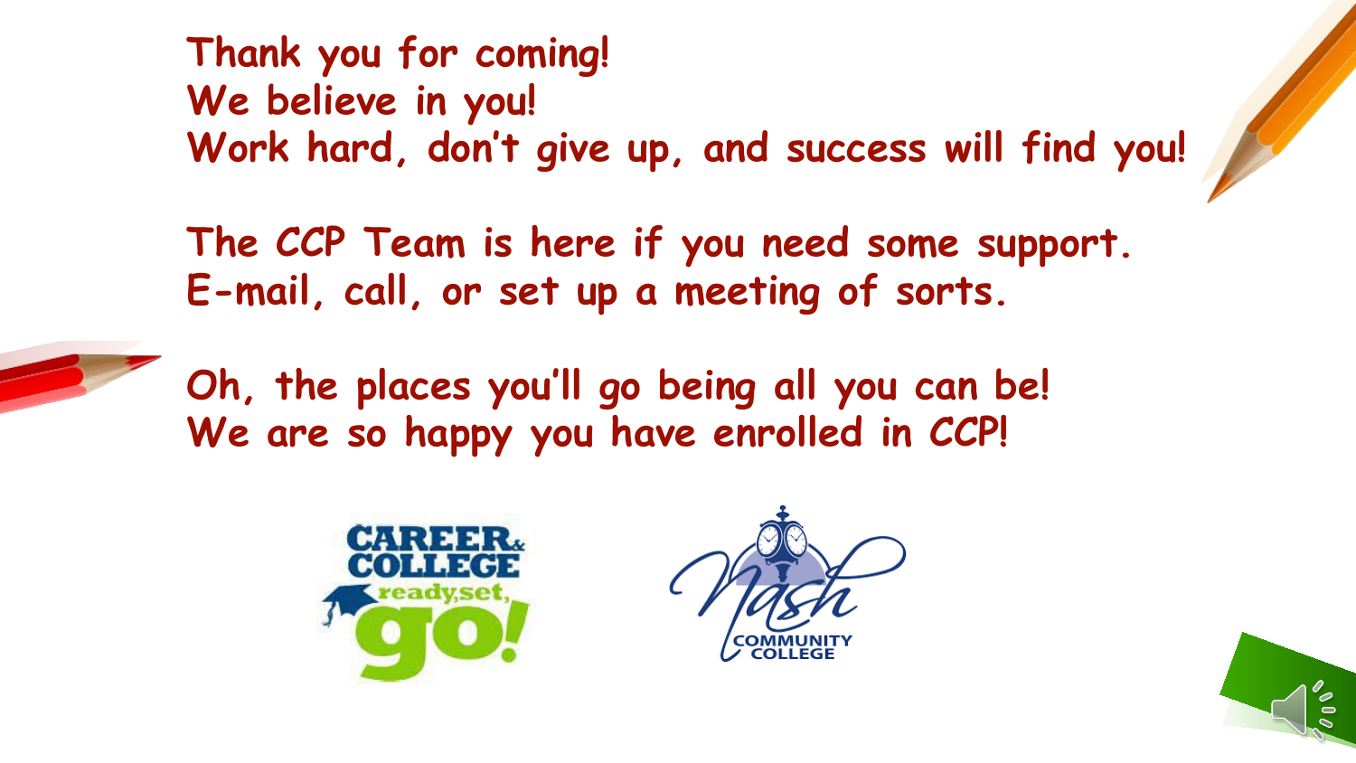Thank you for coming!
We believe in you!
Work hard, don't give up, and success will find you!

The CCP Team is here if you need some support.
E-mail, call, or set up a meeting of sorts.

Oh, the places you'll go being all you can be!
We are so happy you have enrolled in CCP!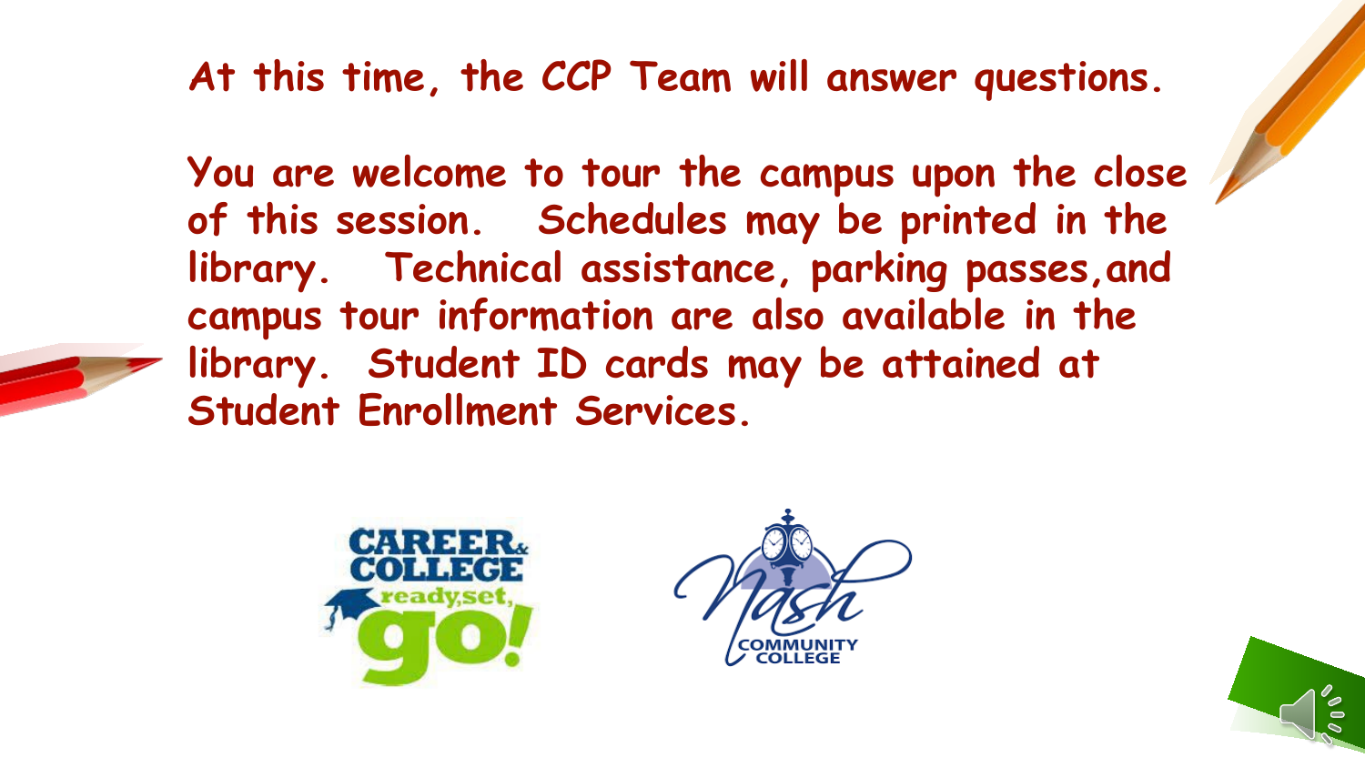At this time, the CCP Team will answer questions.

You are welcome to tour the campus upon the close of this session. Schedules may be printed in the library. Technical assistance, parking passes,and campus tour information are also available in the library. Student ID cards may be attained at Student Enrollment Services.